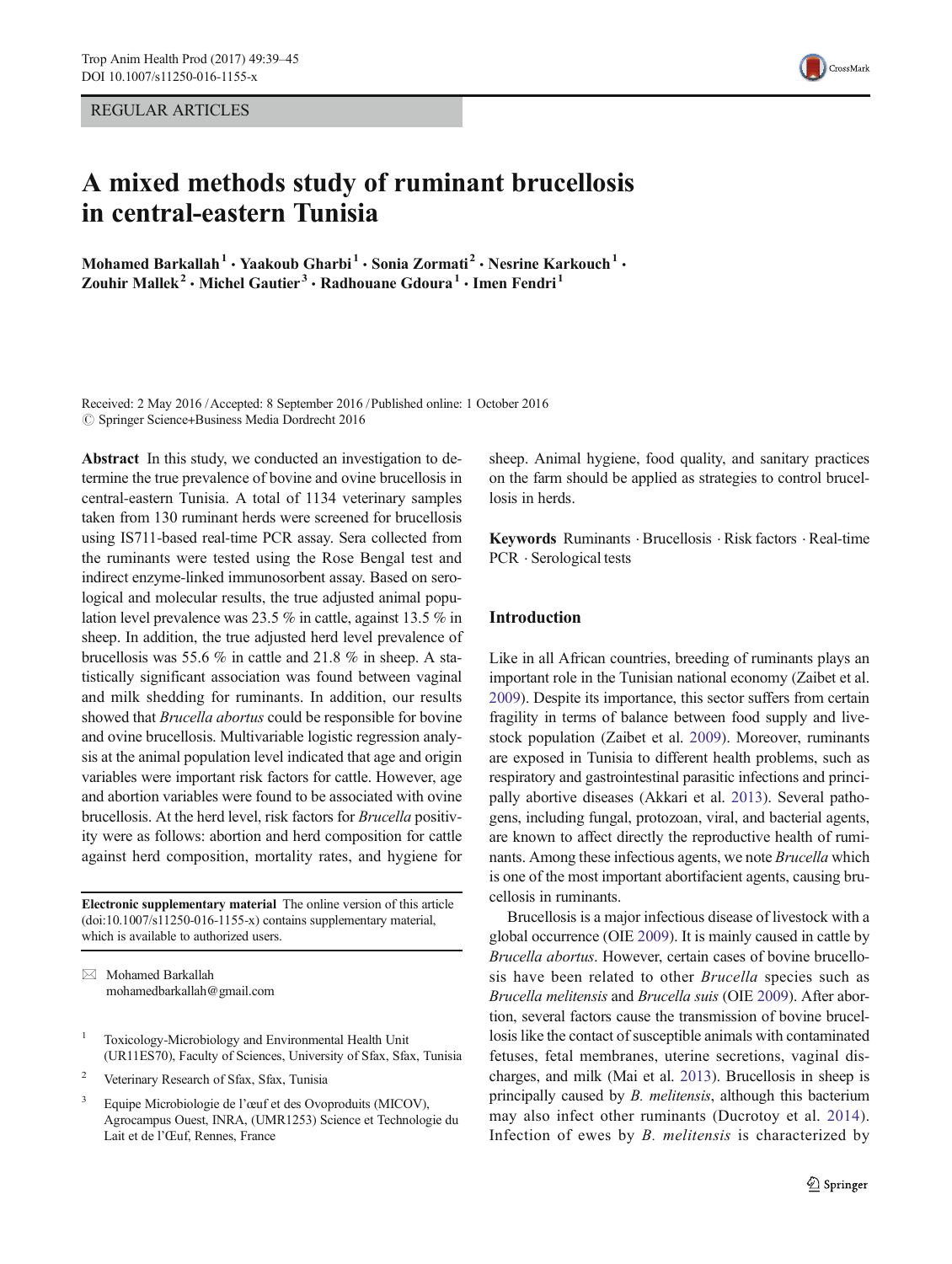REGULAR ARTICLES

# A mixed methods study of ruminant brucellosis in central-eastern Tunisia

**Mohamed Barkallah[1] · Yaakoub Gharbi[1] · Sonia Zormati[2] · Nesrine Karkouch[1] · Zouhir Mallek[2] · Michel Gautier[3] · Radhouane Gdoura[1] · Imen Fendri[1]**

Received: 2 May 2016 / Accepted: 8 September 2016 / Published online: 1 October 2016
© Springer Science+Business Media Dordrecht 2016

**Abstract** In this study, we conducted an investigation to determine the true prevalence of bovine and ovine brucellosis in central-eastern Tunisia. A total of 1134 veterinary samples taken from 130 ruminant herds were screened for brucellosis using IS711-based real-time PCR assay. Sera collected from the ruminants were tested using the Rose Bengal test and indirect enzyme-linked immunosorbent assay. Based on serological and molecular results, the true adjusted animal population level prevalence was 23.5 % in cattle, against 13.5 % in sheep. In addition, the true adjusted herd level prevalence of brucellosis was 55.6 % in cattle and 21.8 % in sheep. A statistically significant association was found between vaginal and milk shedding for ruminants. In addition, our results showed that *Brucella abortus* could be responsible for bovine and ovine brucellosis. Multivariable logistic regression analysis at the animal population level indicated that age and origin variables were important risk factors for cattle. However, age and abortion variables were found to be associated with ovine brucellosis. At the herd level, risk factors for *Brucella* positivity were as follows: abortion and herd composition for cattle against herd composition, mortality rates, and hygiene for sheep. Animal hygiene, food quality, and sanitary practices on the farm should be applied as strategies to control brucellosis in herds.

**Keywords** Ruminants · Brucellosis · Risk factors · Real-time PCR · Serological tests

**Electronic supplementary material** The online version of this article (doi:10.1007/s11250-016-1155-x) contains supplementary material, which is available to authorized users.

✉ Mohamed Barkallah
mohamedbarkallah@gmail.com

[1] Toxicology-Microbiology and Environmental Health Unit (UR11ES70), Faculty of Sciences, University of Sfax, Sfax, Tunisia

[2] Veterinary Research of Sfax, Sfax, Tunisia

[3] Equipe Microbiologie de l'œuf et des Ovoproduits (MICOV), Agrocampus Ouest, INRA, (UMR1253) Science et Technologie du Lait et de l'Œuf, Rennes, France

## Introduction

Like in all African countries, breeding of ruminants plays an important role in the Tunisian national economy (Zaibet et al. 2009). Despite its importance, this sector suffers from certain fragility in terms of balance between food supply and livestock population (Zaibet et al. 2009). Moreover, ruminants are exposed in Tunisia to different health problems, such as respiratory and gastrointestinal parasitic infections and principally abortive diseases (Akkari et al. 2013). Several pathogens, including fungal, protozoan, viral, and bacterial agents, are known to affect directly the reproductive health of ruminants. Among these infectious agents, we note *Brucella* which is one of the most important abortifacient agents, causing brucellosis in ruminants.

Brucellosis is a major infectious disease of livestock with a global occurrence (OIE 2009). It is mainly caused in cattle by *Brucella abortus*. However, certain cases of bovine brucellosis have been related to other *Brucella* species such as *Brucella melitensis* and *Brucella suis* (OIE 2009). After abortion, several factors cause the transmission of bovine brucellosis like the contact of susceptible animals with contaminated fetuses, fetal membranes, uterine secretions, vaginal discharges, and milk (Mai et al. 2013). Brucellosis in sheep is principally caused by *B. melitensis*, although this bacterium may also infect other ruminants (Ducrotoy et al. 2014). Infection of ewes by *B. melitensis* is characterized by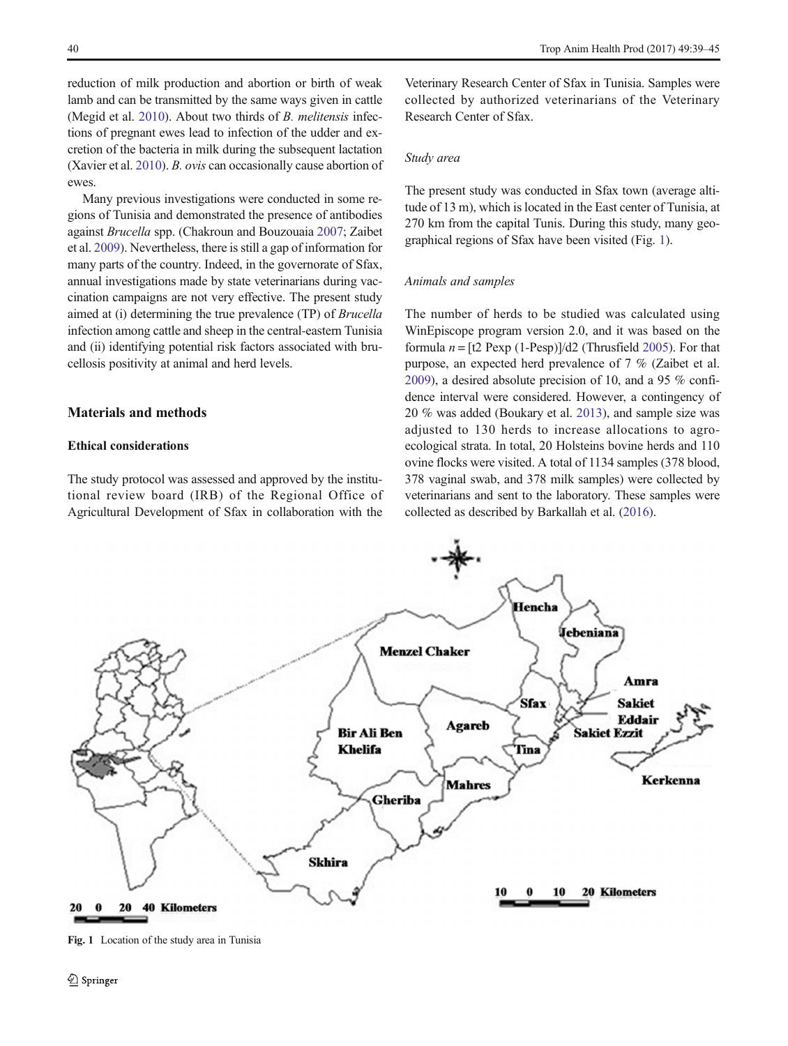reduction of milk production and abortion or birth of weak lamb and can be transmitted by the same ways given in cattle (Megid et al. 2010). About two thirds of *B. melitensis* infections of pregnant ewes lead to infection of the udder and excretion of the bacteria in milk during the subsequent lactation (Xavier et al. 2010). *B. ovis* can occasionally cause abortion of ewes.

Many previous investigations were conducted in some regions of Tunisia and demonstrated the presence of antibodies against *Brucella* spp. (Chakroun and Bouzouaia 2007; Zaibet et al. 2009). Nevertheless, there is still a gap of information for many parts of the country. Indeed, in the governorate of Sfax, annual investigations made by state veterinarians during vaccination campaigns are not very effective. The present study aimed at (i) determining the true prevalence (TP) of *Brucella* infection among cattle and sheep in the central-eastern Tunisia and (ii) identifying potential risk factors associated with brucellosis positivity at animal and herd levels.

## Materials and methods

### Ethical considerations

The study protocol was assessed and approved by the institutional review board (IRB) of the Regional Office of Agricultural Development of Sfax in collaboration with the Veterinary Research Center of Sfax in Tunisia. Samples were collected by authorized veterinarians of the Veterinary Research Center of Sfax.

#### *Study area*

The present study was conducted in Sfax town (average altitude of 13 m), which is located in the East center of Tunisia, at 270 km from the capital Tunis. During this study, many geographical regions of Sfax have been visited (Fig. 1).

#### *Animals and samples*

The number of herds to be studied was calculated using WinEpiscope program version 2.0, and it was based on the formula $n = [t2 \text{ Pexp } (1\text{-Pesp})]/d2$ (Thrusfield 2005). For that purpose, an expected herd prevalence of 7 % (Zaibet et al. 2009), a desired absolute precision of 10, and a 95 % confidence interval were considered. However, a contingency of 20 % was added (Boukary et al. 2013), and sample size was adjusted to 130 herds to increase allocations to agro-ecological strata. In total, 20 Holsteins bovine herds and 110 ovine flocks were visited. A total of 1134 samples (378 blood, 378 vaginal swab, and 378 milk samples) were collected by veterinarians and sent to the laboratory. These samples were collected as described by Barkallah et al. (2016).

**Fig. 1** Location of the study area in Tunisia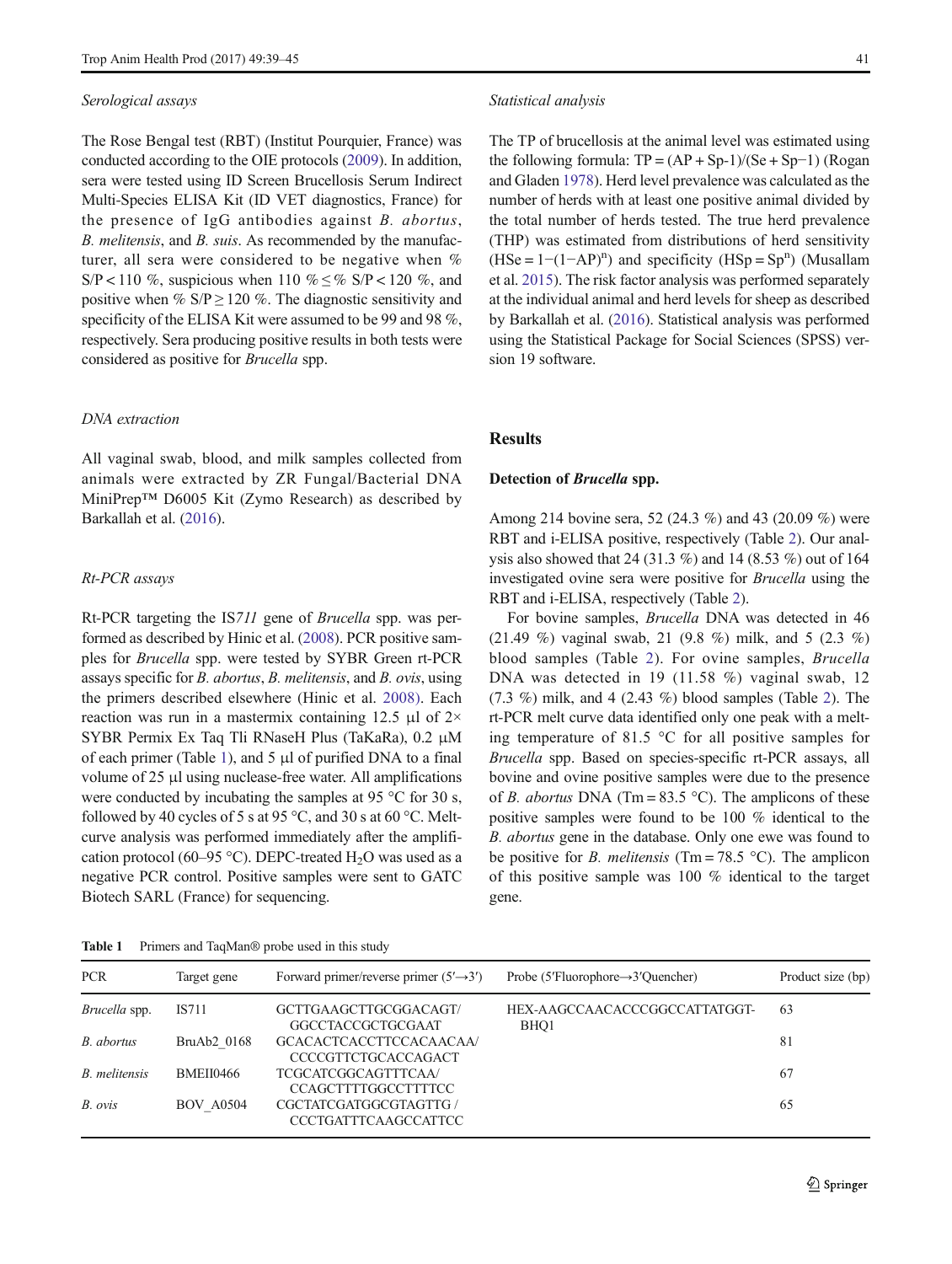### Serological assays

The Rose Bengal test (RBT) (Institut Pourquier, France) was conducted according to the OIE protocols (2009). In addition, sera were tested using ID Screen Brucellosis Serum Indirect Multi-Species ELISA Kit (ID VET diagnostics, France) for the presence of IgG antibodies against *B. abortus*, *B. melitensis*, and *B. suis*. As recommended by the manufacturer, all sera were considered to be negative when % S/P < 110 %, suspicious when 110 % ≤ % S/P < 120 %, and positive when % S/P ≥ 120 %. The diagnostic sensitivity and specificity of the ELISA Kit were assumed to be 99 and 98 %, respectively. Sera producing positive results in both tests were considered as positive for *Brucella* spp.

### DNA extraction

All vaginal swab, blood, and milk samples collected from animals were extracted by ZR Fungal/Bacterial DNA MiniPrep™ D6005 Kit (Zymo Research) as described by Barkallah et al. (2016).

### Rt-PCR assays

Rt-PCR targeting the IS*711* gene of *Brucella* spp. was performed as described by Hinic et al. (2008). PCR positive samples for *Brucella* spp. were tested by SYBR Green rt-PCR assays specific for *B. abortus*, *B. melitensis*, and *B. ovis*, using the primers described elsewhere (Hinic et al. 2008). Each reaction was run in a mastermix containing 12.5 μl of 2× SYBR Permix Ex Taq Tli RNaseH Plus (TaKaRa), 0.2 μM of each primer (Table 1), and 5 μl of purified DNA to a final volume of 25 μl using nuclease-free water. All amplifications were conducted by incubating the samples at 95 °C for 30 s, followed by 40 cycles of 5 s at 95 °C, and 30 s at 60 °C. Melt-curve analysis was performed immediately after the amplification protocol (60–95 °C). DEPC-treated $H_2O$ was used as a negative PCR control. Positive samples were sent to GATC Biotech SARL (France) for sequencing.

### Statistical analysis

The TP of brucellosis at the animal level was estimated using the following formula: $TP = (AP + Sp\text{-}1)/(Se + Sp-1)$ (Rogan and Gladen 1978). Herd level prevalence was calculated as the number of herds with at least one positive animal divided by the total number of herds tested. The true herd prevalence (THP) was estimated from distributions of herd sensitivity ($HSe = 1-(1-AP)^n$) and specificity ($HSp = Sp^n$) (Musallam et al. 2015). The risk factor analysis was performed separately at the individual animal and herd levels for sheep as described by Barkallah et al. (2016). Statistical analysis was performed using the Statistical Package for Social Sciences (SPSS) version 19 software.

## Results

### Detection of *Brucella* spp.

Among 214 bovine sera, 52 (24.3 %) and 43 (20.09 %) were RBT and i-ELISA positive, respectively (Table 2). Our analysis also showed that 24 (31.3 %) and 14 (8.53 %) out of 164 investigated ovine sera were positive for *Brucella* using the RBT and i-ELISA, respectively (Table 2).

For bovine samples, *Brucella* DNA was detected in 46 (21.49 %) vaginal swab, 21 (9.8 %) milk, and 5 (2.3 %) blood samples (Table 2). For ovine samples, *Brucella* DNA was detected in 19 (11.58 %) vaginal swab, 12 (7.3 %) milk, and 4 (2.43 %) blood samples (Table 2). The rt-PCR melt curve data identified only one peak with a melting temperature of 81.5 °C for all positive samples for *Brucella* spp. Based on species-specific rt-PCR assays, all bovine and ovine positive samples were due to the presence of *B. abortus* DNA (Tm = 83.5 °C). The amplicons of these positive samples were found to be 100 % identical to the *B. abortus* gene in the database. Only one ewe was found to be positive for *B. melitensis* (Tm = 78.5 °C). The amplicon of this positive sample was 100 % identical to the target gene.

**Table 1** Primers and TaqMan® probe used in this study

| PCR | Target gene | Forward primer/reverse primer (5′→3′) | Probe (5′Fluorophore→3′Quencher) | Product size (bp) |
|---|---|---|---|---|
| *Brucella* spp. | IS711 | GCTTGAAGCTTGCGGACAGT/ GGCCTACCGCTGCGAAT | HEX-AAGCCAACACCCGGCCATTATGGT-BHQ1 | 63 |
| *B. abortus* | BruAb2_0168 | GCACACTCACCTTCCACAACAA/ CCCCGTTCTGCACCAGACT | | 81 |
| *B. melitensis* | BMEII0466 | TCGCATCGGCAGTTTCAA/ CCAGCTTTTGGCCTTTTCC | | 67 |
| *B. ovis* | BOV_A0504 | CGCTATCGATGGCGTAGTTG / CCCTGATTTCAAGCCATTCC | | 65 |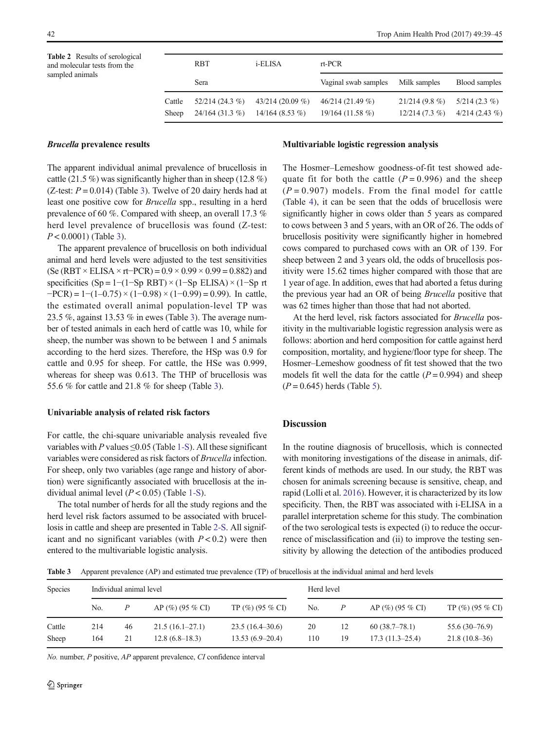**Table 2** Results of serological and molecular tests from the sampled animals

| | RBT | i-ELISA | rt-PCR | | |
|---|---|---|---|---|---|
| | Sera | | Vaginal swab samples | Milk samples | Blood samples |
| Cattle | 52/214 (24.3 %) | 43/214 (20.09 %) | 46/214 (21.49 %) | 21/214 (9.8 %) | 5/214 (2.3 %) |
| Sheep | 24/164 (31.3 %) | 14/164 (8.53 %) | 19/164 (11.58 %) | 12/214 (7.3 %) | 4/214 (2.43 %) |

### *Brucella* prevalence results

The apparent individual animal prevalence of brucellosis in cattle (21.5 %) was significantly higher than in sheep (12.8 %) (Z-test: $P = 0.014$) (Table 3). Twelve of 20 dairy herds had at least one positive cow for *Brucella* spp., resulting in a herd prevalence of 60 %. Compared with sheep, an overall 17.3 % herd level prevalence of brucellosis was found (Z-test: $P < 0.0001$) (Table 3).

The apparent prevalence of brucellosis on both individual animal and herd levels were adjusted to the test sensitivities (Se (RBT × ELISA × rt−PCR) = 0.9 × 0.99 × 0.99 = 0.882) and specificities (Sp = 1−(1−Sp RBT) × (1−Sp ELISA) × (1−Sp rt−PCR) = 1−(1–0.75) × (1−0.98) × (1−0.99) = 0.99). In cattle, the estimated overall animal population-level TP was 23.5 %, against 13.53 % in ewes (Table 3). The average number of tested animals in each herd of cattle was 10, while for sheep, the number was shown to be between 1 and 5 animals according to the herd sizes. Therefore, the HSp was 0.9 for cattle and 0.95 for sheep. For cattle, the HSe was 0.999, whereas for sheep was 0.613. The THP of brucellosis was 55.6 % for cattle and 21.8 % for sheep (Table 3).

### Univariable analysis of related risk factors

For cattle, the chi-square univariable analysis revealed five variables with $P$ values ≤0.05 (Table 1-S). All these significant variables were considered as risk factors of *Brucella* infection. For sheep, only two variables (age range and history of abortion) were significantly associated with brucellosis at the individual animal level ($P < 0.05$) (Table 1-S).

The total number of herds for all the study regions and the herd level risk factors assumed to be associated with brucellosis in cattle and sheep are presented in Table 2-S. All significant and no significant variables (with $P < 0.2$) were then entered to the multivariable logistic analysis.

### Multivariable logistic regression analysis

The Hosmer–Lemeshow goodness-of-fit test showed adequate fit for both the cattle ($P = 0.996$) and the sheep ($P = 0.907$) models. From the final model for cattle (Table 4), it can be seen that the odds of brucellosis were significantly higher in cows older than 5 years as compared to cows between 3 and 5 years, with an OR of 26. The odds of brucellosis positivity were significantly higher in homebred cows compared to purchased cows with an OR of 139. For sheep between 2 and 3 years old, the odds of brucellosis positivity were 15.62 times higher compared with those that are 1 year of age. In addition, ewes that had aborted a fetus during the previous year had an OR of being *Brucella* positive that was 62 times higher than those that had not aborted.

At the herd level, risk factors associated for *Brucella* positivity in the multivariable logistic regression analysis were as follows: abortion and herd composition for cattle against herd composition, mortality, and hygiene/floor type for sheep. The Hosmer–Lemeshow goodness of fit test showed that the two models fit well the data for the cattle ($P = 0.994$) and sheep ($P = 0.645$) herds (Table 5).

## Discussion

In the routine diagnosis of brucellosis, which is connected with monitoring investigations of the disease in animals, different kinds of methods are used. In our study, the RBT was chosen for animals screening because is sensitive, cheap, and rapid (Lolli et al. 2016). However, it is characterized by its low specificity. Then, the RBT was associated with i-ELISA in a parallel interpretation scheme for this study. The combination of the two serological tests is expected (i) to reduce the occurrence of misclassification and (ii) to improve the testing sensitivity by allowing the detection of the antibodies produced

**Table 3** Apparent prevalence (AP) and estimated true prevalence (TP) of brucellosis at the individual animal and herd levels

| Species | Individual animal level | | | | Herd level | | | |
|---|---|---|---|---|---|---|---|---|
| | No. | $P$ | AP (%) (95 % CI) | TP (%) (95 % CI) | No. | $P$ | AP (%) (95 % CI) | TP (%) (95 % CI) |
| Cattle | 214 | 46 | 21.5 (16.1–27.1) | 23.5 (16.4–30.6) | 20 | 12 | 60 (38.7–78.1) | 55.6 (30–76.9) |
| Sheep | 164 | 21 | 12.8 (6.8–18.3) | 13.53 (6.9–20.4) | 110 | 19 | 17.3 (11.3–25.4) | 21.8 (10.8–36) |

*No.* number, *P* positive, *AP* apparent prevalence, *CI* confidence interval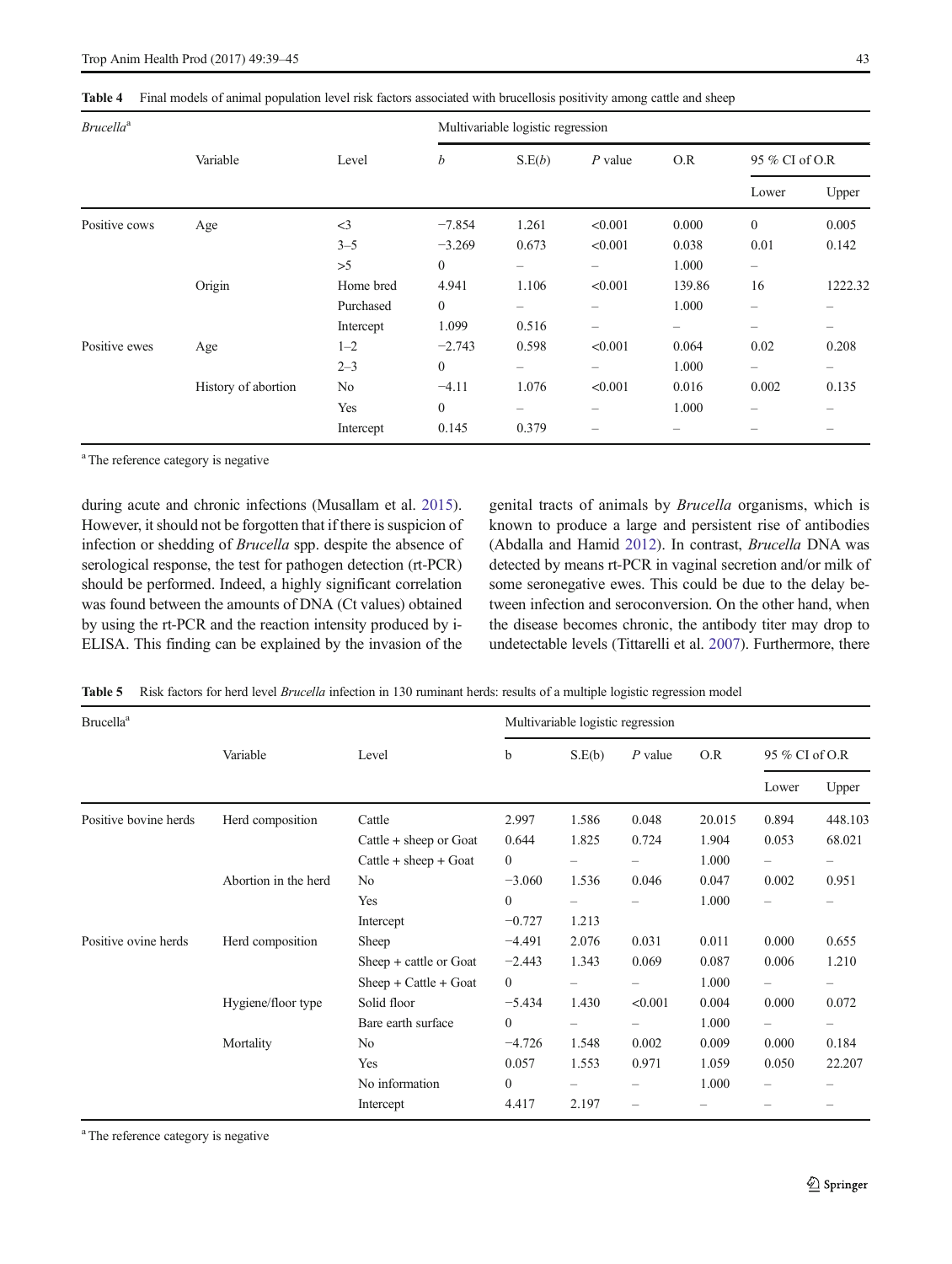**Table 4** Final models of animal population level risk factors associated with brucellosis positivity among cattle and sheep

| *Brucella*[a] | Variable | Level | Multivariable logistic regression | | | | | |
|---|---|---|---|---|---|---|---|---|
| | | | *b* | S.E(*b*) | *P* value | O.R | 95 % CI of O.R | |
| | | | | | | | Lower | Upper |
| Positive cows | Age | <3 | −7.854 | 1.261 | <0.001 | 0.000 | 0 | 0.005 |
| | | 3–5 | −3.269 | 0.673 | <0.001 | 0.038 | 0.01 | 0.142 |
| | | >5 | 0 | – | – | 1.000 | – | |
| | Origin | Home bred | 4.941 | 1.106 | <0.001 | 139.86 | 16 | 1222.32 |
| | | Purchased | 0 | – | – | 1.000 | – | – |
| | | Intercept | 1.099 | 0.516 | – | – | – | – |
| Positive ewes | Age | 1–2 | −2.743 | 0.598 | <0.001 | 0.064 | 0.02 | 0.208 |
| | | 2–3 | 0 | – | – | 1.000 | – | – |
| | History of abortion | No | −4.11 | 1.076 | <0.001 | 0.016 | 0.002 | 0.135 |
| | | Yes | 0 | – | – | 1.000 | – | – |
| | | Intercept | 0.145 | 0.379 | – | – | – | – |

[a] The reference category is negative

during acute and chronic infections (Musallam et al. 2015). However, it should not be forgotten that if there is suspicion of infection or shedding of *Brucella* spp. despite the absence of serological response, the test for pathogen detection (rt-PCR) should be performed. Indeed, a highly significant correlation was found between the amounts of DNA (Ct values) obtained by using the rt-PCR and the reaction intensity produced by i-ELISA. This finding can be explained by the invasion of the genital tracts of animals by *Brucella* organisms, which is known to produce a large and persistent rise of antibodies (Abdalla and Hamid 2012). In contrast, *Brucella* DNA was detected by means rt-PCR in vaginal secretion and/or milk of some seronegative ewes. This could be due to the delay between infection and seroconversion. On the other hand, when the disease becomes chronic, the antibody titer may drop to undetectable levels (Tittarelli et al. 2007). Furthermore, there

**Table 5** Risk factors for herd level *Brucella* infection in 130 ruminant herds: results of a multiple logistic regression model

| Brucella[a] | Variable | Level | Multivariable logistic regression | | | | | |
|---|---|---|---|---|---|---|---|---|
| | | | b | S.E(b) | *P* value | O.R | 95 % CI of O.R | |
| | | | | | | | Lower | Upper |
| Positive bovine herds | Herd composition | Cattle | 2.997 | 1.586 | 0.048 | 20.015 | 0.894 | 448.103 |
| | | Cattle + sheep or Goat | 0.644 | 1.825 | 0.724 | 1.904 | 0.053 | 68.021 |
| | | Cattle + sheep + Goat | 0 | – | – | 1.000 | – | – |
| | Abortion in the herd | No | −3.060 | 1.536 | 0.046 | 0.047 | 0.002 | 0.951 |
| | | Yes | 0 | – | – | 1.000 | – | – |
| | | Intercept | −0.727 | 1.213 | | | | |
| Positive ovine herds | Herd composition | Sheep | −4.491 | 2.076 | 0.031 | 0.011 | 0.000 | 0.655 |
| | | Sheep + cattle or Goat | −2.443 | 1.343 | 0.069 | 0.087 | 0.006 | 1.210 |
| | | Sheep + Cattle + Goat | 0 | – | – | 1.000 | – | – |
| | Hygiene/floor type | Solid floor | −5.434 | 1.430 | <0.001 | 0.004 | 0.000 | 0.072 |
| | | Bare earth surface | 0 | – | – | 1.000 | – | – |
| | Mortality | No | −4.726 | 1.548 | 0.002 | 0.009 | 0.000 | 0.184 |
| | | Yes | 0.057 | 1.553 | 0.971 | 1.059 | 0.050 | 22.207 |
| | | No information | 0 | – | – | 1.000 | – | – |
| | | Intercept | 4.417 | 2.197 | – | – | – | – |

[a] The reference category is negative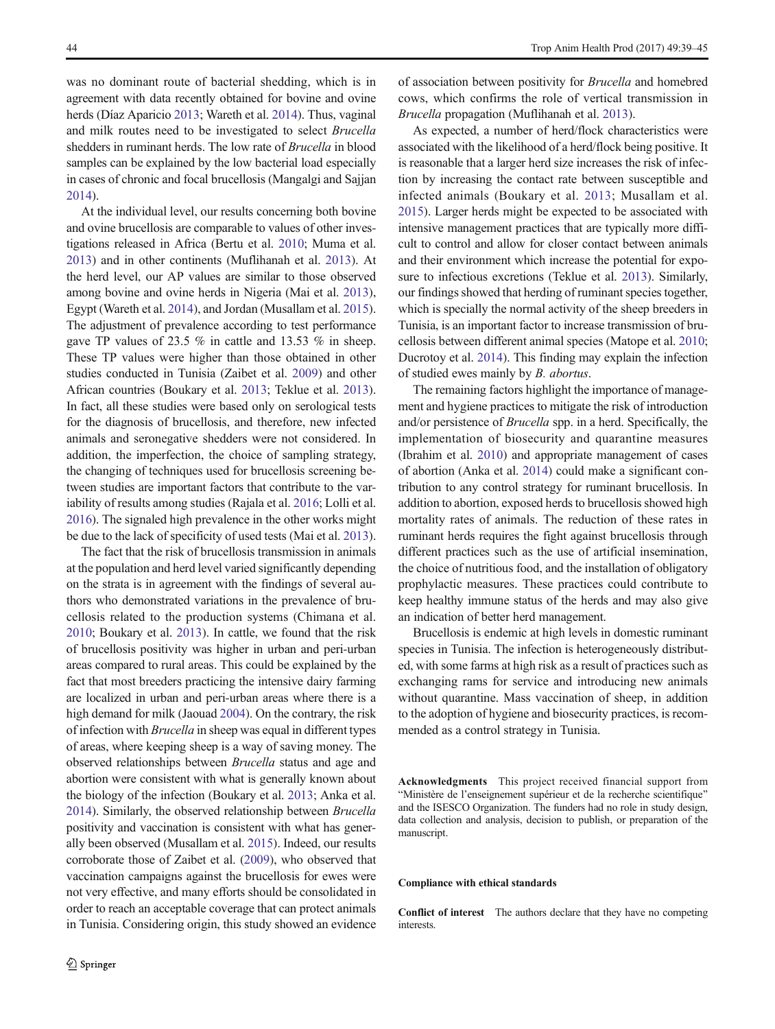was no dominant route of bacterial shedding, which is in agreement with data recently obtained for bovine and ovine herds (Díaz Aparicio 2013; Wareth et al. 2014). Thus, vaginal and milk routes need to be investigated to select *Brucella* shedders in ruminant herds. The low rate of *Brucella* in blood samples can be explained by the low bacterial load especially in cases of chronic and focal brucellosis (Mangalgi and Sajjan 2014).

At the individual level, our results concerning both bovine and ovine brucellosis are comparable to values of other investigations released in Africa (Bertu et al. 2010; Muma et al. 2013) and in other continents (Muflihanah et al. 2013). At the herd level, our AP values are similar to those observed among bovine and ovine herds in Nigeria (Mai et al. 2013), Egypt (Wareth et al. 2014), and Jordan (Musallam et al. 2015). The adjustment of prevalence according to test performance gave TP values of 23.5 % in cattle and 13.53 % in sheep. These TP values were higher than those obtained in other studies conducted in Tunisia (Zaibet et al. 2009) and other African countries (Boukary et al. 2013; Teklue et al. 2013). In fact, all these studies were based only on serological tests for the diagnosis of brucellosis, and therefore, new infected animals and seronegative shedders were not considered. In addition, the imperfection, the choice of sampling strategy, the changing of techniques used for brucellosis screening between studies are important factors that contribute to the variability of results among studies (Rajala et al. 2016; Lolli et al. 2016). The signaled high prevalence in the other works might be due to the lack of specificity of used tests (Mai et al. 2013).

The fact that the risk of brucellosis transmission in animals at the population and herd level varied significantly depending on the strata is in agreement with the findings of several authors who demonstrated variations in the prevalence of brucellosis related to the production systems (Chimana et al. 2010; Boukary et al. 2013). In cattle, we found that the risk of brucellosis positivity was higher in urban and peri-urban areas compared to rural areas. This could be explained by the fact that most breeders practicing the intensive dairy farming are localized in urban and peri-urban areas where there is a high demand for milk (Jaouad 2004). On the contrary, the risk of infection with *Brucella* in sheep was equal in different types of areas, where keeping sheep is a way of saving money. The observed relationships between *Brucella* status and age and abortion were consistent with what is generally known about the biology of the infection (Boukary et al. 2013; Anka et al. 2014). Similarly, the observed relationship between *Brucella* positivity and vaccination is consistent with what has generally been observed (Musallam et al. 2015). Indeed, our results corroborate those of Zaibet et al. (2009), who observed that vaccination campaigns against the brucellosis for ewes were not very effective, and many efforts should be consolidated in order to reach an acceptable coverage that can protect animals in Tunisia. Considering origin, this study showed an evidence of association between positivity for *Brucella* and homebred cows, which confirms the role of vertical transmission in *Brucella* propagation (Muflihanah et al. 2013).

As expected, a number of herd/flock characteristics were associated with the likelihood of a herd/flock being positive. It is reasonable that a larger herd size increases the risk of infection by increasing the contact rate between susceptible and infected animals (Boukary et al. 2013; Musallam et al. 2015). Larger herds might be expected to be associated with intensive management practices that are typically more difficult to control and allow for closer contact between animals and their environment which increase the potential for exposure to infectious excretions (Teklue et al. 2013). Similarly, our findings showed that herding of ruminant species together, which is specially the normal activity of the sheep breeders in Tunisia, is an important factor to increase transmission of brucellosis between different animal species (Matope et al. 2010; Ducrotoy et al. 2014). This finding may explain the infection of studied ewes mainly by *B. abortus*.

The remaining factors highlight the importance of management and hygiene practices to mitigate the risk of introduction and/or persistence of *Brucella* spp. in a herd. Specifically, the implementation of biosecurity and quarantine measures (Ibrahim et al. 2010) and appropriate management of cases of abortion (Anka et al. 2014) could make a significant contribution to any control strategy for ruminant brucellosis. In addition to abortion, exposed herds to brucellosis showed high mortality rates of animals. The reduction of these rates in ruminant herds requires the fight against brucellosis through different practices such as the use of artificial insemination, the choice of nutritious food, and the installation of obligatory prophylactic measures. These practices could contribute to keep healthy immune status of the herds and may also give an indication of better herd management.

Brucellosis is endemic at high levels in domestic ruminant species in Tunisia. The infection is heterogeneously distributed, with some farms at high risk as a result of practices such as exchanging rams for service and introducing new animals without quarantine. Mass vaccination of sheep, in addition to the adoption of hygiene and biosecurity practices, is recommended as a control strategy in Tunisia.

**Acknowledgments** This project received financial support from "Ministère de l'enseignement supérieur et de la recherche scientifique" and the ISESCO Organization. The funders had no role in study design, data collection and analysis, decision to publish, or preparation of the manuscript.

**Compliance with ethical standards**

**Conflict of interest** The authors declare that they have no competing interests.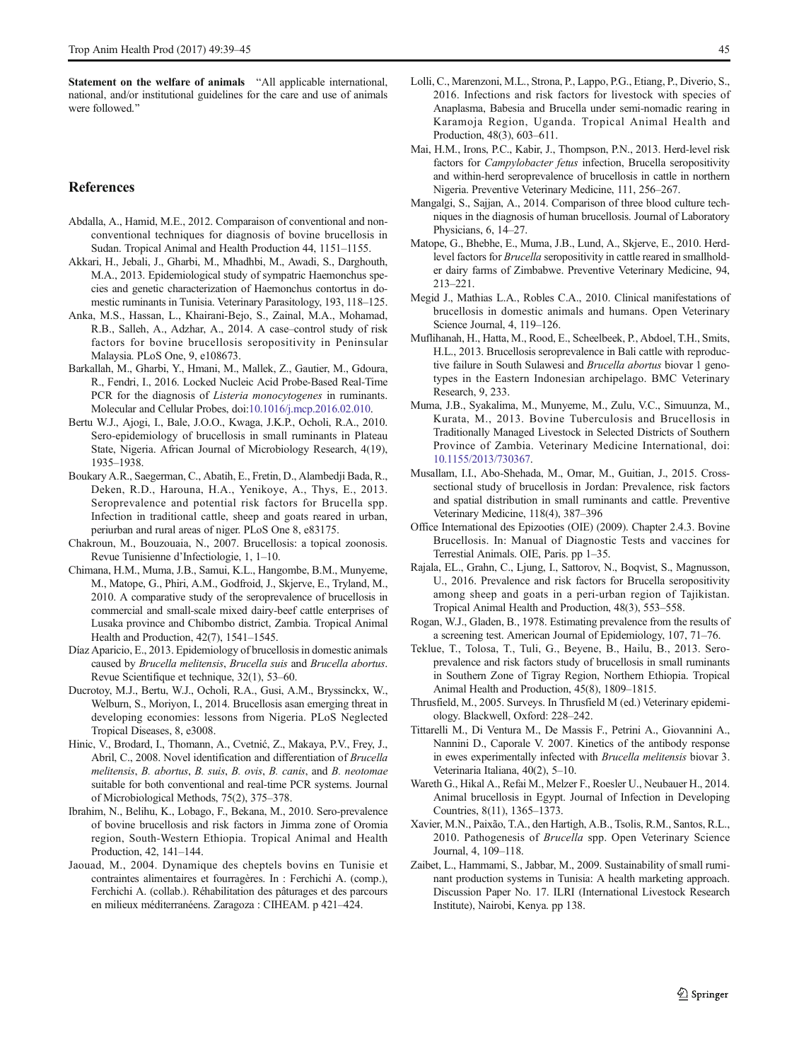**Statement on the welfare of animals** "All applicable international, national, and/or institutional guidelines for the care and use of animals were followed."

## References

Abdalla, A., Hamid, M.E., 2012. Comparaison of conventional and non-conventional techniques for diagnosis of bovine brucellosis in Sudan. Tropical Animal and Health Production 44, 1151–1155.

Akkari, H., Jebali, J., Gharbi, M., Mhadhbi, M., Awadi, S., Darghouth, M.A., 2013. Epidemiological study of sympatric Haemonchus species and genetic characterization of Haemonchus contortus in domestic ruminants in Tunisia. Veterinary Parasitology, 193, 118–125.

Anka, M.S., Hassan, L., Khairani-Bejo, S., Zainal, M.A., Mohamad, R.B., Salleh, A., Adzhar, A., 2014. A case–control study of risk factors for bovine brucellosis seropositivity in Peninsular Malaysia. PLoS One, 9, e108673.

Barkallah, M., Gharbi, Y., Hmani, M., Mallek, Z., Gautier, M., Gdoura, R., Fendri, I., 2016. Locked Nucleic Acid Probe-Based Real-Time PCR for the diagnosis of *Listeria monocytogenes* in ruminants. Molecular and Cellular Probes, doi:10.1016/j.mcp.2016.02.010.

Bertu W.J., Ajogi, I., Bale, J.O.O., Kwaga, J.K.P., Ocholi, R.A., 2010. Sero-epidemiology of brucellosis in small ruminants in Plateau State, Nigeria. African Journal of Microbiology Research, 4(19), 1935–1938.

Boukary A.R., Saegerman, C., Abatih, E., Fretin, D., Alambedji Bada, R., Deken, R.D., Harouna, H.A., Yenikoye, A., Thys, E., 2013. Seroprevalence and potential risk factors for Brucella spp. Infection in traditional cattle, sheep and goats reared in urban, periurban and rural areas of niger. PLoS One 8, e83175.

Chakroun, M., Bouzouaia, N., 2007. Brucellosis: a topical zoonosis. Revue Tunisienne d'Infectiologie, 1, 1–10.

Chimana, H.M., Muma, J.B., Samui, K.L., Hangombe, B.M., Munyeme, M., Matope, G., Phiri, A.M., Godfroid, J., Skjerve, E., Tryland, M., 2010. A comparative study of the seroprevalence of brucellosis in commercial and small-scale mixed dairy-beef cattle enterprises of Lusaka province and Chibombo district, Zambia. Tropical Animal Health and Production, 42(7), 1541–1545.

Díaz Aparicio, E., 2013. Epidemiology of brucellosis in domestic animals caused by *Brucella melitensis*, *Brucella suis* and *Brucella abortus*. Revue Scientifique et technique, 32(1), 53–60.

Ducrotoy, M.J., Bertu, W.J., Ocholi, R.A., Gusi, A.M., Bryssinckx, W., Welburn, S., Moriyon, I., 2014. Brucellosis asan emerging threat in developing economies: lessons from Nigeria. PLoS Neglected Tropical Diseases, 8, e3008.

Hinic, V., Brodard, I., Thomann, A., Cvetnić, Z., Makaya, P.V., Frey, J., Abril, C., 2008. Novel identification and differentiation of *Brucella melitensis*, *B. abortus*, *B. suis*, *B. ovis*, *B. canis*, and *B. neotomae* suitable for both conventional and real-time PCR systems. Journal of Microbiological Methods, 75(2), 375–378.

Ibrahim, N., Belihu, K., Lobago, F., Bekana, M., 2010. Sero-prevalence of bovine brucellosis and risk factors in Jimma zone of Oromia region, South-Western Ethiopia. Tropical Animal and Health Production, 42, 141–144.

Jaouad, M., 2004. Dynamique des cheptels bovins en Tunisie et contraintes alimentaires et fourragères. In : Ferchichi A. (comp.), Ferchichi A. (collab.). Réhabilitation des pâturages et des parcours en milieux méditerranéens. Zaragoza : CIHEAM. p 421–424.

Lolli, C., Marenzoni, M.L., Strona, P., Lappo, P.G., Etiang, P., Diverio, S., 2016. Infections and risk factors for livestock with species of Anaplasma, Babesia and Brucella under semi-nomadic rearing in Karamoja Region, Uganda. Tropical Animal Health and Production, 48(3), 603–611.

Mai, H.M., Irons, P.C., Kabir, J., Thompson, P.N., 2013. Herd-level risk factors for *Campylobacter fetus* infection, Brucella seropositivity and within-herd seroprevalence of brucellosis in cattle in northern Nigeria. Preventive Veterinary Medicine, 111, 256–267.

Mangalgi, S., Sajjan, A., 2014. Comparison of three blood culture techniques in the diagnosis of human brucellosis. Journal of Laboratory Physicians, 6, 14–27.

Matope, G., Bhebhe, E., Muma, J.B., Lund, A., Skjerve, E., 2010. Herd-level factors for *Brucella* seropositivity in cattle reared in smallholder dairy farms of Zimbabwe. Preventive Veterinary Medicine, 94, 213–221.

Megid J., Mathias L.A., Robles C.A., 2010. Clinical manifestations of brucellosis in domestic animals and humans. Open Veterinary Science Journal, 4, 119–126.

Muflihanah, H., Hatta, M., Rood, E., Scheelbeek, P., Abdoel, T.H., Smits, H.L., 2013. Brucellosis seroprevalence in Bali cattle with reproductive failure in South Sulawesi and *Brucella abortus* biovar 1 genotypes in the Eastern Indonesian archipelago. BMC Veterinary Research, 9, 233.

Muma, J.B., Syakalima, M., Munyeme, M., Zulu, V.C., Simuunza, M., Kurata, M., 2013. Bovine Tuberculosis and Brucellosis in Traditionally Managed Livestock in Selected Districts of Southern Province of Zambia. Veterinary Medicine International, doi: 10.1155/2013/730367.

Musallam, I.I., Abo-Shehada, M., Omar, M., Guitian, J., 2015. Cross-sectional study of brucellosis in Jordan: Prevalence, risk factors and spatial distribution in small ruminants and cattle. Preventive Veterinary Medicine, 118(4), 387–396

Office International des Epizooties (OIE) (2009). Chapter 2.4.3. Bovine Brucellosis. In: Manual of Diagnostic Tests and vaccines for Terrestial Animals. OIE, Paris. pp 1–35.

Rajala, EL., Grahn, C., Ljung, I., Sattorov, N., Boqvist, S., Magnusson, U., 2016. Prevalence and risk factors for Brucella seropositivity among sheep and goats in a peri-urban region of Tajikistan. Tropical Animal Health and Production, 48(3), 553–558.

Rogan, W.J., Gladen, B., 1978. Estimating prevalence from the results of a screening test. American Journal of Epidemiology, 107, 71–76.

Teklue, T., Tolosa, T., Tuli, G., Beyene, B., Hailu, B., 2013. Sero-prevalence and risk factors study of brucellosis in small ruminants in Southern Zone of Tigray Region, Northern Ethiopia. Tropical Animal Health and Production, 45(8), 1809–1815.

Thrusfield, M., 2005. Surveys. In Thrusfield M (ed.) Veterinary epidemiology. Blackwell, Oxford: 228–242.

Tittarelli M., Di Ventura M., De Massis F., Petrini A., Giovannini A., Nannini D., Caporale V. 2007. Kinetics of the antibody response in ewes experimentally infected with *Brucella melitensis* biovar 3. Veterinaria Italiana, 40(2), 5–10.

Wareth G., Hikal A., Refai M., Melzer F., Roesler U., Neubauer H., 2014. Animal brucellosis in Egypt. Journal of Infection in Developing Countries, 8(11), 1365–1373.

Xavier, M.N., Paixão, T.A., den Hartigh, A.B., Tsolis, R.M., Santos, R.L., 2010. Pathogenesis of *Brucella* spp. Open Veterinary Science Journal, 4, 109–118.

Zaibet, L., Hammami, S., Jabbar, M., 2009. Sustainability of small ruminant production systems in Tunisia: A health marketing approach. Discussion Paper No. 17. ILRI (International Livestock Research Institute), Nairobi, Kenya. pp 138.